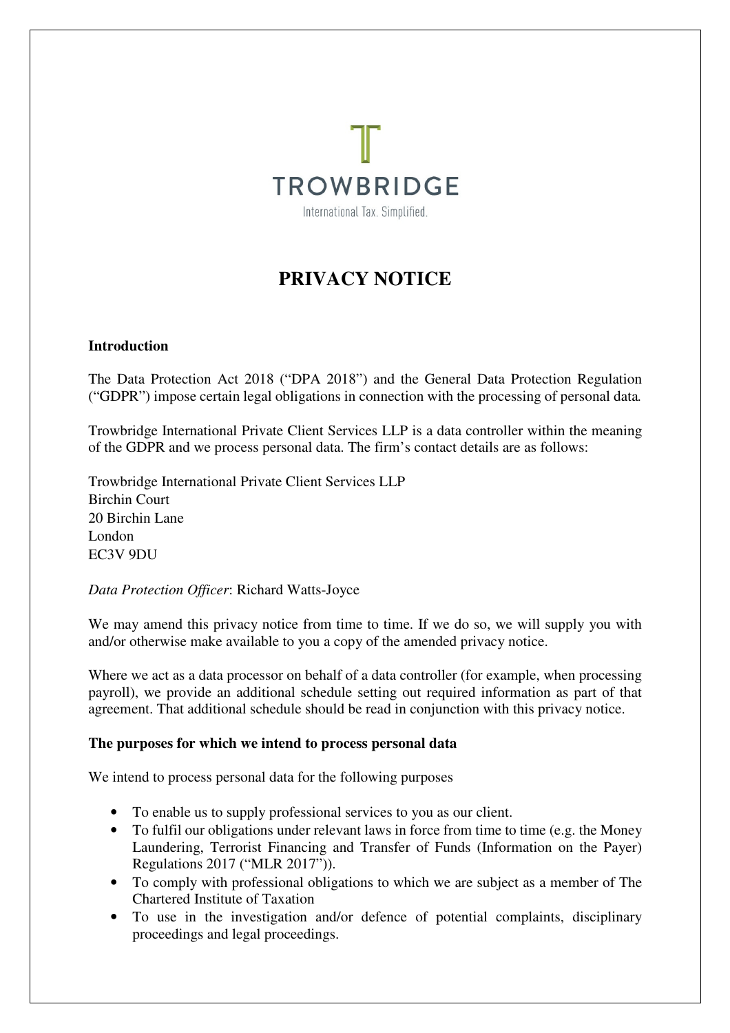TROWBRIDGE

International Tax. Simplified.

# PRIVACY NOTICE

**Introduction**

The Data Protection Act 2018 ("DPA 2018") and the General Data Protection Regulation ("GDPR") impose certain legal obligations in connection with the processing of personal data.

Trowbridge International Private Client Services LLP is a data controller within the meaning of the GDPR and we process personal data. The firm's contact details are as follows:

Trowbridge International Private Client Services LLP
Birchin Court
20 Birchin Lane
London
EC3V 9DU

*Data Protection Officer*: Richard Watts-Joyce

We may amend this privacy notice from time to time. If we do so, we will supply you with and/or otherwise make available to you a copy of the amended privacy notice.

Where we act as a data processor on behalf of a data controller (for example, when processing payroll), we provide an additional schedule setting out required information as part of that agreement. That additional schedule should be read in conjunction with this privacy notice.

**The purposes for which we intend to process personal data**

We intend to process personal data for the following purposes

- To enable us to supply professional services to you as our client.
- To fulfil our obligations under relevant laws in force from time to time (e.g. the Money Laundering, Terrorist Financing and Transfer of Funds (Information on the Payer) Regulations 2017 ("MLR 2017")).
- To comply with professional obligations to which we are subject as a member of The Chartered Institute of Taxation
- To use in the investigation and/or defence of potential complaints, disciplinary proceedings and legal proceedings.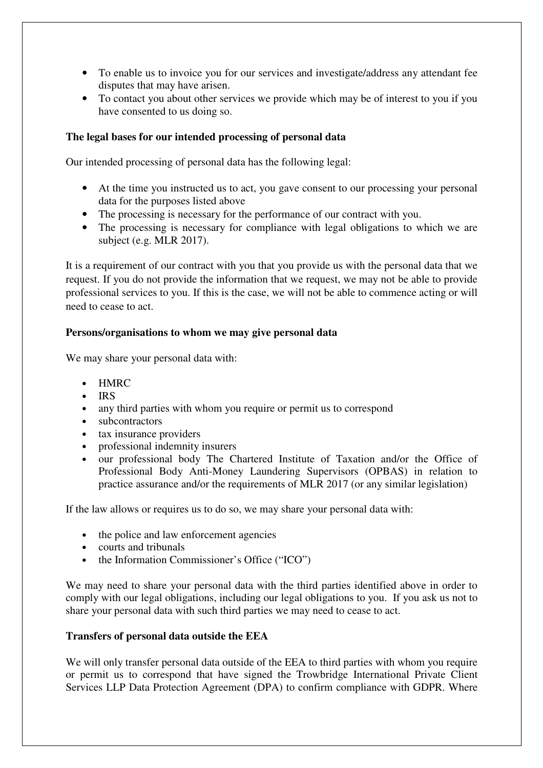- To enable us to invoice you for our services and investigate/address any attendant fee disputes that may have arisen.
- To contact you about other services we provide which may be of interest to you if you have consented to us doing so.

**The legal bases for our intended processing of personal data**

Our intended processing of personal data has the following legal:

- At the time you instructed us to act, you gave consent to our processing your personal data for the purposes listed above
- The processing is necessary for the performance of our contract with you.
- The processing is necessary for compliance with legal obligations to which we are subject (e.g. MLR 2017).

It is a requirement of our contract with you that you provide us with the personal data that we request. If you do not provide the information that we request, we may not be able to provide professional services to you. If this is the case, we will not be able to commence acting or will need to cease to act.

**Persons/organisations to whom we may give personal data**

We may share your personal data with:

- HMRC
- IRS
- any third parties with whom you require or permit us to correspond
- subcontractors
- tax insurance providers
- professional indemnity insurers
- our professional body The Chartered Institute of Taxation and/or the Office of Professional Body Anti-Money Laundering Supervisors (OPBAS) in relation to practice assurance and/or the requirements of MLR 2017 (or any similar legislation)

If the law allows or requires us to do so, we may share your personal data with:

- the police and law enforcement agencies
- courts and tribunals
- the Information Commissioner's Office ("ICO")

We may need to share your personal data with the third parties identified above in order to comply with our legal obligations, including our legal obligations to you. If you ask us not to share your personal data with such third parties we may need to cease to act.

**Transfers of personal data outside the EEA**

We will only transfer personal data outside of the EEA to third parties with whom you require or permit us to correspond that have signed the Trowbridge International Private Client Services LLP Data Protection Agreement (DPA) to confirm compliance with GDPR. Where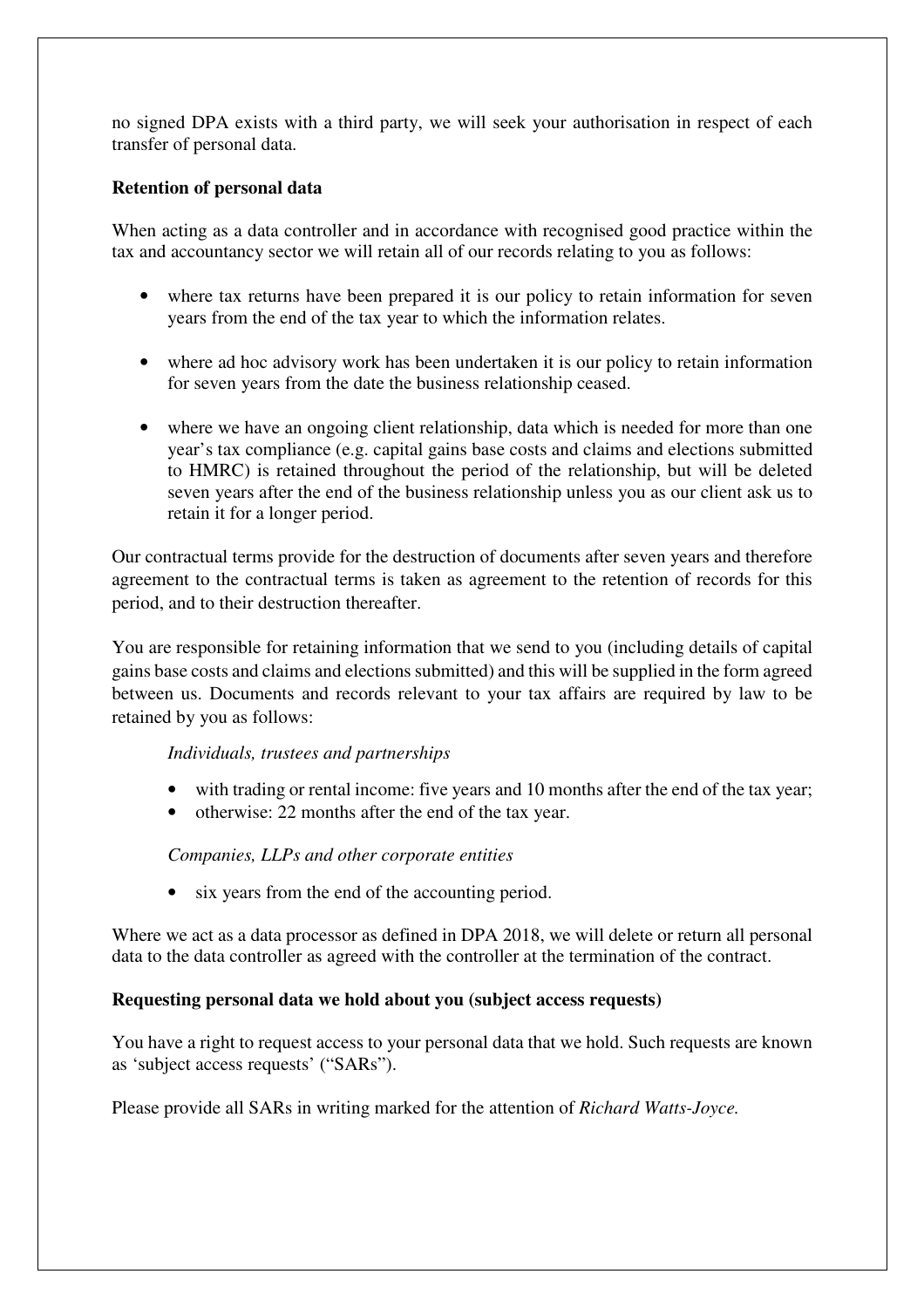no signed DPA exists with a third party, we will seek your authorisation in respect of each transfer of personal data.

**Retention of personal data**

When acting as a data controller and in accordance with recognised good practice within the tax and accountancy sector we will retain all of our records relating to you as follows:

- where tax returns have been prepared it is our policy to retain information for seven years from the end of the tax year to which the information relates.
- where ad hoc advisory work has been undertaken it is our policy to retain information for seven years from the date the business relationship ceased.
- where we have an ongoing client relationship, data which is needed for more than one year's tax compliance (e.g. capital gains base costs and claims and elections submitted to HMRC) is retained throughout the period of the relationship, but will be deleted seven years after the end of the business relationship unless you as our client ask us to retain it for a longer period.

Our contractual terms provide for the destruction of documents after seven years and therefore agreement to the contractual terms is taken as agreement to the retention of records for this period, and to their destruction thereafter.

You are responsible for retaining information that we send to you (including details of capital gains base costs and claims and elections submitted) and this will be supplied in the form agreed between us. Documents and records relevant to your tax affairs are required by law to be retained by you as follows:

*Individuals, trustees and partnerships*

- with trading or rental income: five years and 10 months after the end of the tax year;
- otherwise: 22 months after the end of the tax year.

*Companies, LLPs and other corporate entities*

- six years from the end of the accounting period.

Where we act as a data processor as defined in DPA 2018, we will delete or return all personal data to the data controller as agreed with the controller at the termination of the contract.

**Requesting personal data we hold about you (subject access requests)**

You have a right to request access to your personal data that we hold. Such requests are known as 'subject access requests' ("SARs").

Please provide all SARs in writing marked for the attention of *Richard Watts-Joyce.*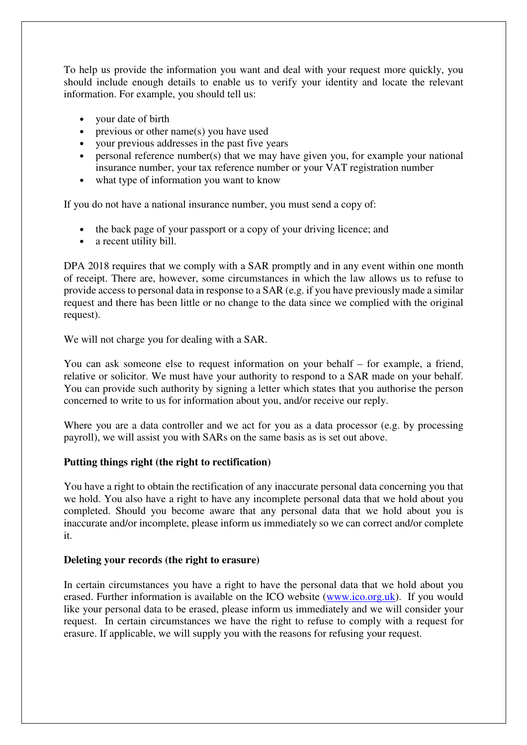To help us provide the information you want and deal with your request more quickly, you should include enough details to enable us to verify your identity and locate the relevant information. For example, you should tell us:

- your date of birth
- previous or other name(s) you have used
- your previous addresses in the past five years
- personal reference number(s) that we may have given you, for example your national insurance number, your tax reference number or your VAT registration number
- what type of information you want to know

If you do not have a national insurance number, you must send a copy of:

- the back page of your passport or a copy of your driving licence; and
- a recent utility bill.

DPA 2018 requires that we comply with a SAR promptly and in any event within one month of receipt. There are, however, some circumstances in which the law allows us to refuse to provide access to personal data in response to a SAR (e.g. if you have previously made a similar request and there has been little or no change to the data since we complied with the original request).

We will not charge you for dealing with a SAR.

You can ask someone else to request information on your behalf – for example, a friend, relative or solicitor. We must have your authority to respond to a SAR made on your behalf. You can provide such authority by signing a letter which states that you authorise the person concerned to write to us for information about you, and/or receive our reply.

Where you are a data controller and we act for you as a data processor (e.g. by processing payroll), we will assist you with SARs on the same basis as is set out above.

**Putting things right (the right to rectification)**

You have a right to obtain the rectification of any inaccurate personal data concerning you that we hold. You also have a right to have any incomplete personal data that we hold about you completed. Should you become aware that any personal data that we hold about you is inaccurate and/or incomplete, please inform us immediately so we can correct and/or complete it.

**Deleting your records (the right to erasure)**

In certain circumstances you have a right to have the personal data that we hold about you erased. Further information is available on the ICO website (www.ico.org.uk). If you would like your personal data to be erased, please inform us immediately and we will consider your request. In certain circumstances we have the right to refuse to comply with a request for erasure. If applicable, we will supply you with the reasons for refusing your request.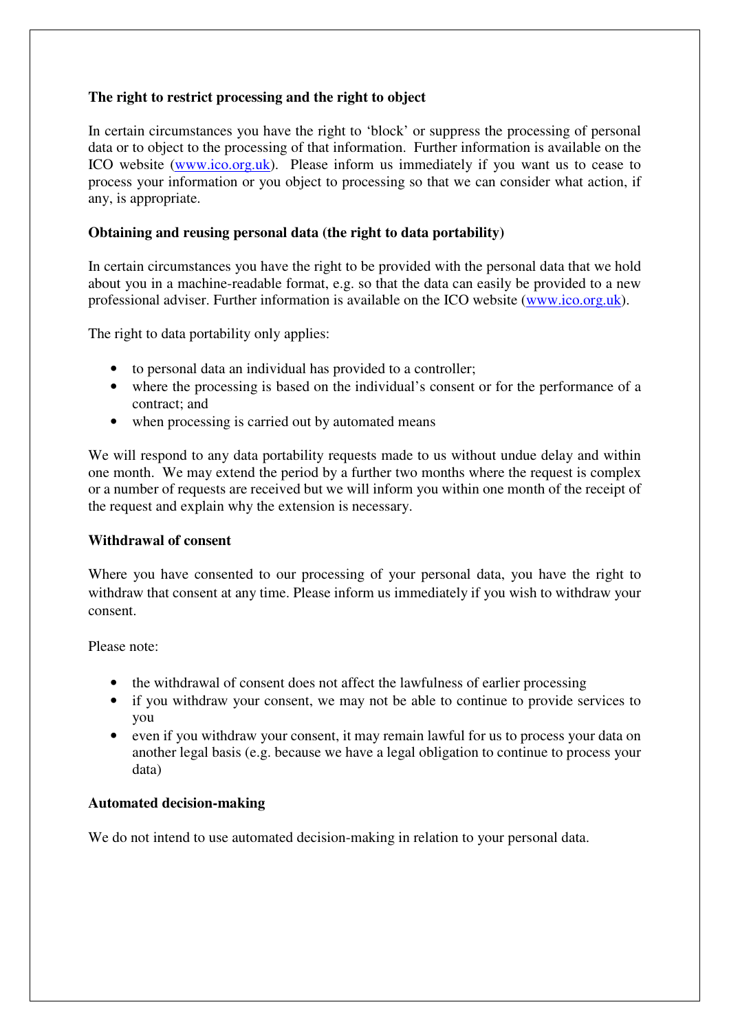**The right to restrict processing and the right to object**

In certain circumstances you have the right to 'block' or suppress the processing of personal data or to object to the processing of that information. Further information is available on the ICO website ([www.ico.org.uk](http://www.ico.org.uk)). Please inform us immediately if you want us to cease to process your information or you object to processing so that we can consider what action, if any, is appropriate.

**Obtaining and reusing personal data (the right to data portability)**

In certain circumstances you have the right to be provided with the personal data that we hold about you in a machine-readable format, e.g. so that the data can easily be provided to a new professional adviser. Further information is available on the ICO website ([www.ico.org.uk](http://www.ico.org.uk)).

The right to data portability only applies:

- to personal data an individual has provided to a controller;
- where the processing is based on the individual's consent or for the performance of a contract; and
- when processing is carried out by automated means

We will respond to any data portability requests made to us without undue delay and within one month. We may extend the period by a further two months where the request is complex or a number of requests are received but we will inform you within one month of the receipt of the request and explain why the extension is necessary.

**Withdrawal of consent**

Where you have consented to our processing of your personal data, you have the right to withdraw that consent at any time. Please inform us immediately if you wish to withdraw your consent.

Please note:

- the withdrawal of consent does not affect the lawfulness of earlier processing
- if you withdraw your consent, we may not be able to continue to provide services to you
- even if you withdraw your consent, it may remain lawful for us to process your data on another legal basis (e.g. because we have a legal obligation to continue to process your data)

**Automated decision-making**

We do not intend to use automated decision-making in relation to your personal data.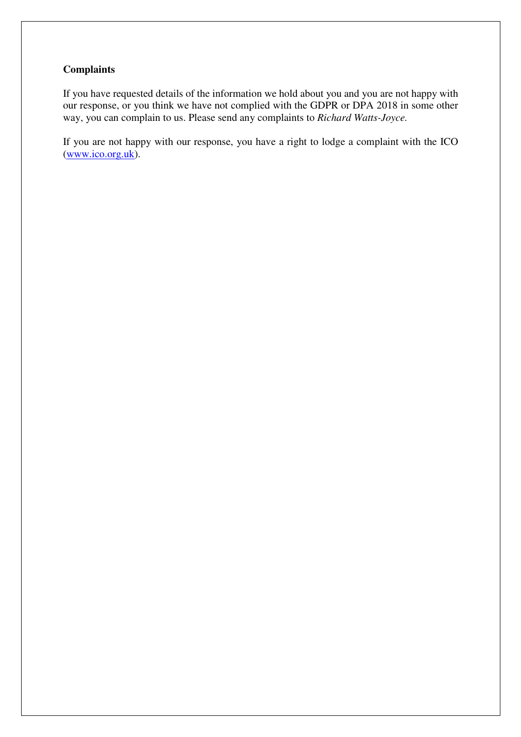**Complaints**

If you have requested details of the information we hold about you and you are not happy with our response, or you think we have not complied with the GDPR or DPA 2018 in some other way, you can complain to us. Please send any complaints to *Richard Watts-Joyce.*

If you are not happy with our response, you have a right to lodge a complaint with the ICO (www.ico.org.uk).